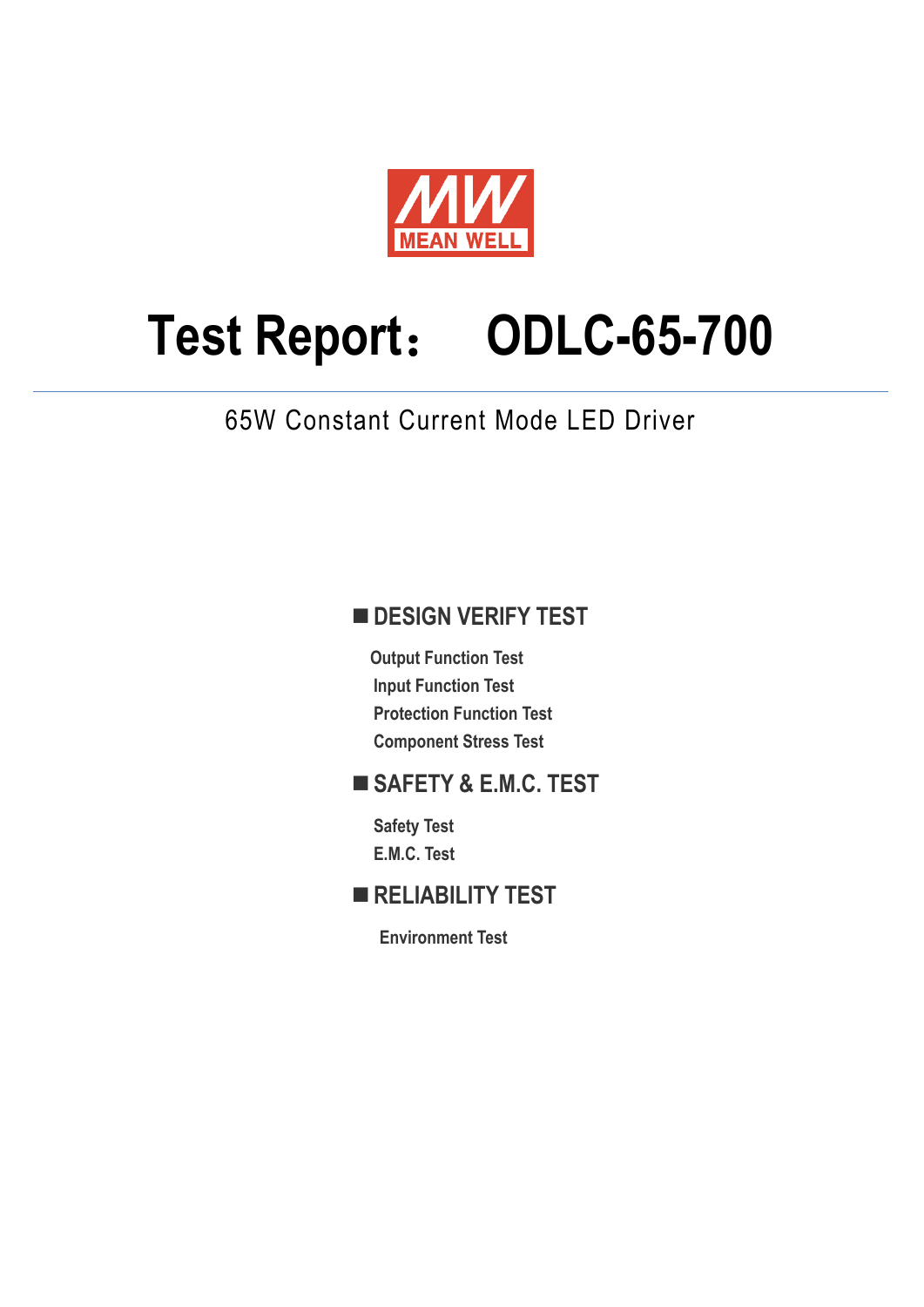MEAN WELL

# Test Report： ODLC-65-700

65W Constant Current Mode LED Driver

## ■ DESIGN VERIFY TEST

- Output Function Test
- Input Function Test
- Protection Function Test
- Component Stress Test

## ■ SAFETY & E.M.C. TEST

- Safety Test
- E.M.C. Test

## ■ RELIABILITY TEST

- Environment Test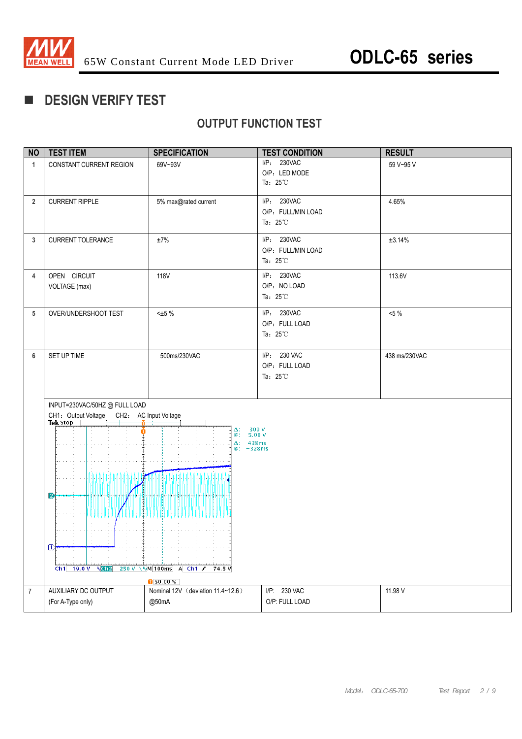## ■ DESIGN VERIFY TEST

### OUTPUT FUNCTION TEST

| NO | TEST ITEM | SPECIFICATION | TEST CONDITION | RESULT |
|---|---|---|---|---|
| 1 | CONSTANT CURRENT REGION | 69V~93V | I/P: 230VAC<br>O/P: LED MODE<br>Ta: 25℃ | 59 V~95 V |
| 2 | CURRENT RIPPLE | 5% max@rated current | I/P: 230VAC<br>O/P: FULL/MIN LOAD<br>Ta: 25℃ | 4.65% |
| 3 | CURRENT TOLERANCE | ±7% | I/P: 230VAC<br>O/P: FULL/MIN LOAD<br>Ta: 25℃ | ±3.14% |
| 4 | OPEN CIRCUIT VOLTAGE (max) | 118V | I/P: 230VAC<br>O/P: NO LOAD<br>Ta: 25℃ | 113.6V |
| 5 | OVER/UNDERSHOOT TEST | <±5 % | I/P: 230VAC<br>O/P: FULL LOAD<br>Ta: 25℃ | <5 % |
| 6 | SET UP TIME | 500ms/230VAC | I/P: 230 VAC<br>O/P: FULL LOAD<br>Ta: 25℃ | 438 ms/230VAC |
| | INPUT=230VAC/50HZ @ FULL LOAD<br>CH1: Output Voltage CH2: AC Input Voltage | | | |
| 7 | AUXILIARY DC OUTPUT<br>(For A-Type only) | Nominal 12V（deviation 11.4~12.6）<br>@50mA | I/P: 230 VAC<br>O/P: FULL LOAD | 11.98 V |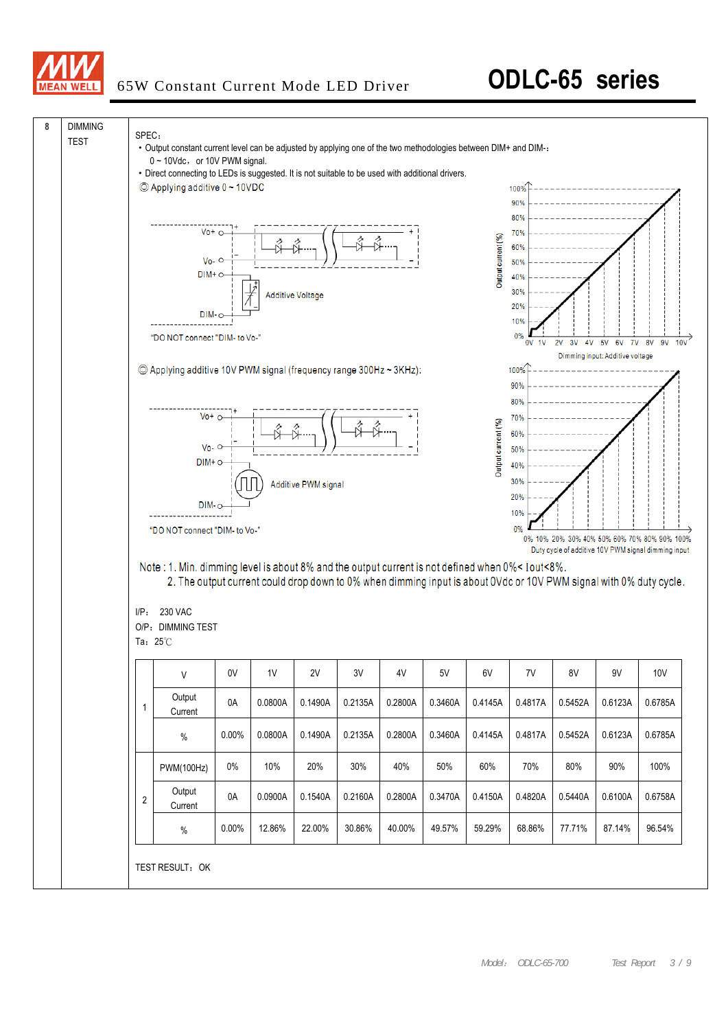# 65W Constant Current Mode LED Driver — ODLC-65 series

## 8 DIMMING TEST

SPEC：

- Output constant current level can be adjusted by applying one of the two methodologies between DIM+ and DIM-：
  0 ~ 10Vdc， or 10V PWM signal.
- Direct connecting to LEDs is suggested. It is not suitable to be used with additional drivers.

◎ Applying additive 0 ~ 10VDC

Vo+ / Vo- / DIM+ / DIM- — Additive Voltage

"DO NOT connect "DIM- to Vo-"

Output current (%) vs. Dimming input: Additive voltage (0V – 10V)

◎ Applying additive 10V PWM signal (frequency range 300Hz ~ 3KHz):

Vo+ / Vo- / DIM+ / DIM- — Additive PWM signal

"DO NOT connect "DIM- to Vo-"

Output current (%) vs. Duty cycle of additive 10V PWM signal dimming input (0% – 100%)

Note : 1. Min. dimming level is about 8% and the output current is not defined when 0%< Iout<8%.
2. The output current could drop down to 0% when dimming input is about 0Vdc or 10V PWM signal with 0% duty cycle.

I/P： 230 VAC
O/P：DIMMING TEST
Ta：25℃

| | V | 0V | 1V | 2V | 3V | 4V | 5V | 6V | 7V | 8V | 9V | 10V |
|---|---|---|---|---|---|---|---|---|---|---|---|---|
| 1 | Output Current | 0A | 0.0800A | 0.1490A | 0.2135A | 0.2800A | 0.3460A | 0.4145A | 0.4817A | 0.5452A | 0.6123A | 0.6785A |
| | % | 0.00% | 0.0800A | 0.1490A | 0.2135A | 0.2800A | 0.3460A | 0.4145A | 0.4817A | 0.5452A | 0.6123A | 0.6785A |
| 2 | PWM(100Hz) | 0% | 10% | 20% | 30% | 40% | 50% | 60% | 70% | 80% | 90% | 100% |
| | Output Current | 0A | 0.0900A | 0.1540A | 0.2160A | 0.2800A | 0.3470A | 0.4150A | 0.4820A | 0.5440A | 0.6100A | 0.6758A |
| | % | 0.00% | 12.86% | 22.00% | 30.86% | 40.00% | 49.57% | 59.29% | 68.86% | 77.71% | 87.14% | 96.54% |

TEST RESULT：OK

Model： ODLC-65-700 Test Report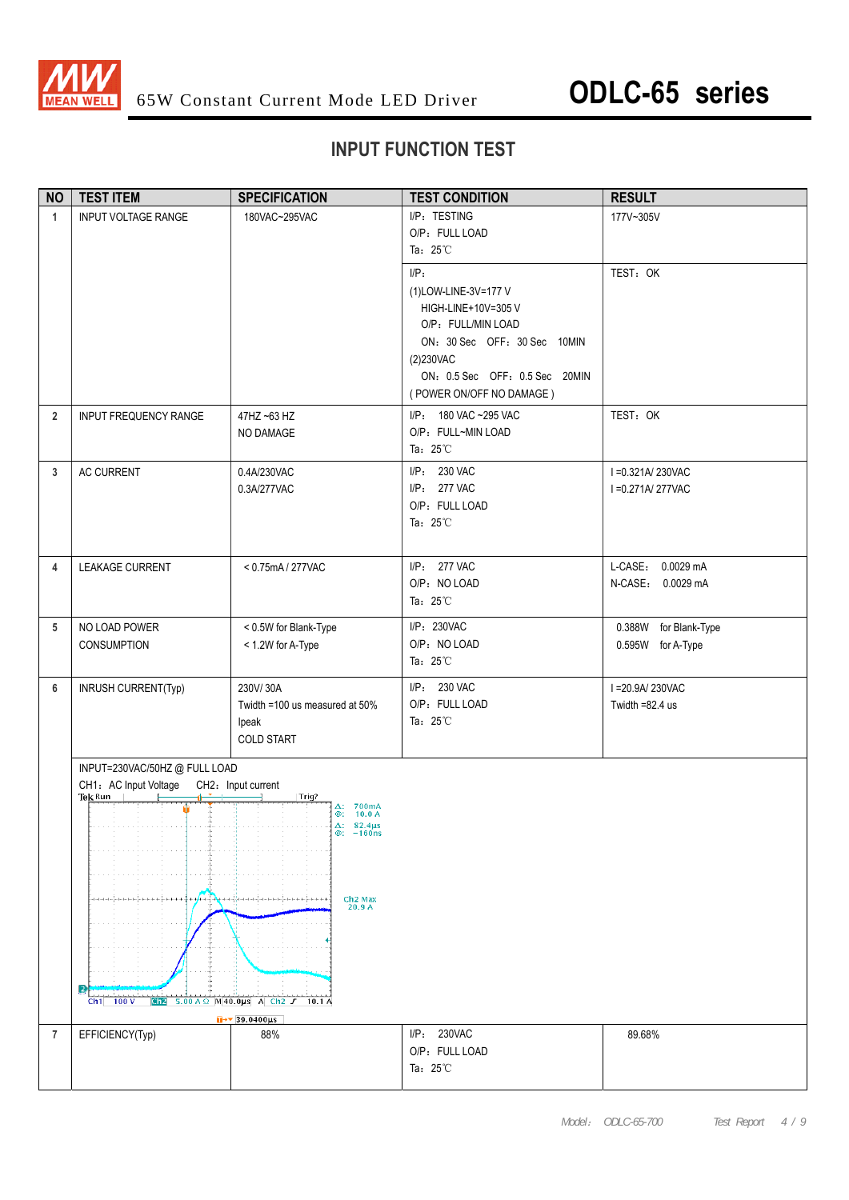# 65W Constant Current Mode LED Driver ODLC-65 series

## INPUT FUNCTION TEST

| NO | TEST ITEM | SPECIFICATION | TEST CONDITION | RESULT |
|---|---|---|---|---|
| 1 | INPUT VOLTAGE RANGE | 180VAC~295VAC | I/P：TESTING<br>O/P：FULL LOAD<br>Ta：25℃ | 177V~305V |
| | | | I/P:<br>(1)LOW-LINE-3V=177 V<br>HIGH-LINE+10V=305 V<br>O/P：FULL/MIN LOAD<br>ON：30 Sec OFF：30 Sec 10MIN<br>(2)230VAC<br>ON：0.5 Sec OFF：0.5 Sec 20MIN<br>( POWER ON/OFF NO DAMAGE ) | TEST：OK |
| 2 | INPUT FREQUENCY RANGE | 47HZ ~63 HZ<br>NO DAMAGE | I/P： 180 VAC ~295 VAC<br>O/P：FULL~MIN LOAD<br>Ta：25℃ | TEST：OK |
| 3 | AC CURRENT | 0.4A/230VAC<br>0.3A/277VAC | I/P： 230 VAC<br>I/P： 277 VAC<br>O/P：FULL LOAD<br>Ta：25℃ | I =0.321A/ 230VAC<br>I =0.271A/ 277VAC |
| 4 | LEAKAGE CURRENT | < 0.75mA / 277VAC | I/P： 277 VAC<br>O/P：NO LOAD<br>Ta：25℃ | L-CASE： 0.0029 mA<br>N-CASE： 0.0029 mA |
| 5 | NO LOAD POWER CONSUMPTION | < 0.5W for Blank-Type<br>< 1.2W for A-Type | I/P：230VAC<br>O/P：NO LOAD<br>Ta：25℃ | 0.388W for Blank-Type<br>0.595W for A-Type |
| 6 | INRUSH CURRENT(Typ) | 230V/ 30A<br>Twidth =100 us measured at 50% Ipeak<br>COLD START | I/P： 230 VAC<br>O/P：FULL LOAD<br>Ta：25℃ | I =20.9A/ 230VAC<br>Twidth =82.4 us |
| | INPUT=230VAC/50HZ @ FULL LOAD<br>CH1：AC Input Voltage CH2：Input current | | | |
| 7 | EFFICIENCY(Typ) | 88% | I/P： 230VAC<br>O/P：FULL LOAD<br>Ta：25℃ | 89.68% |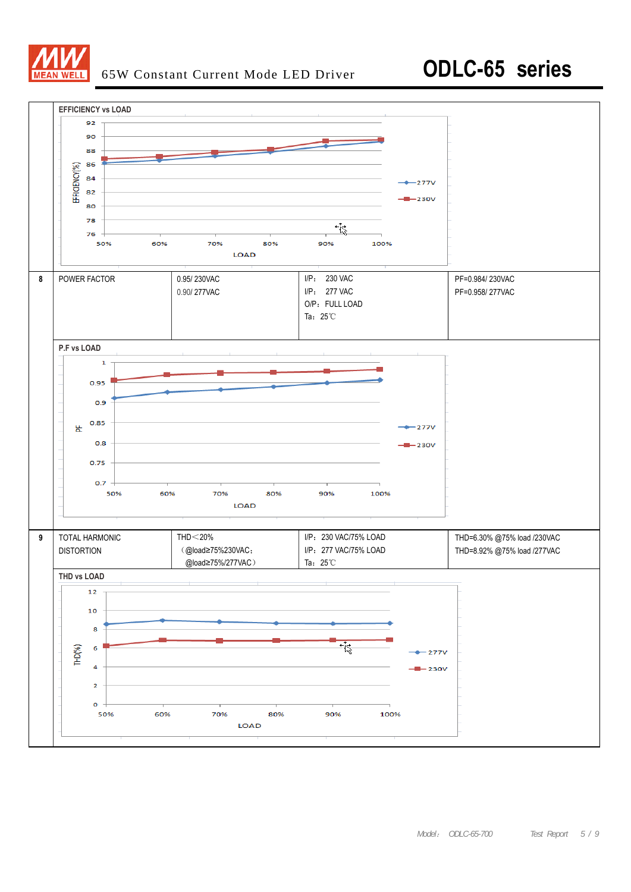# 65W Constant Current Mode LED Driver — ODLC-65 series

**EFFICIENCY vs LOAD**

EFFICIENCY(%) vs LOAD (50%–100%); curves: 277V, 230V

| 8 | POWER FACTOR | 0.95/ 230VAC<br>0.90/ 277VAC | I/P： 230 VAC<br>I/P： 277 VAC<br>O/P： FULL LOAD<br>Ta： 25℃ | PF=0.984/ 230VAC<br>PF=0.958/ 277VAC |
|---|---|---|---|---|

**P.F vs LOAD**

PF vs LOAD (50%–100%); curves: 277V, 230V

| 9 | TOTAL HARMONIC DISTORTION | THD＜20%<br>（@load≥75%230VAC；<br>@load≥75%/277VAC） | I/P： 230 VAC/75% LOAD<br>I/P： 277 VAC/75% LOAD<br>Ta： 25℃ | THD=6.30% @75% load /230VAC<br>THD=8.92% @75% load /277VAC |
|---|---|---|---|---|

**THD vs LOAD**

THD(%) vs LOAD (50%–100%); curves: 277V, 230V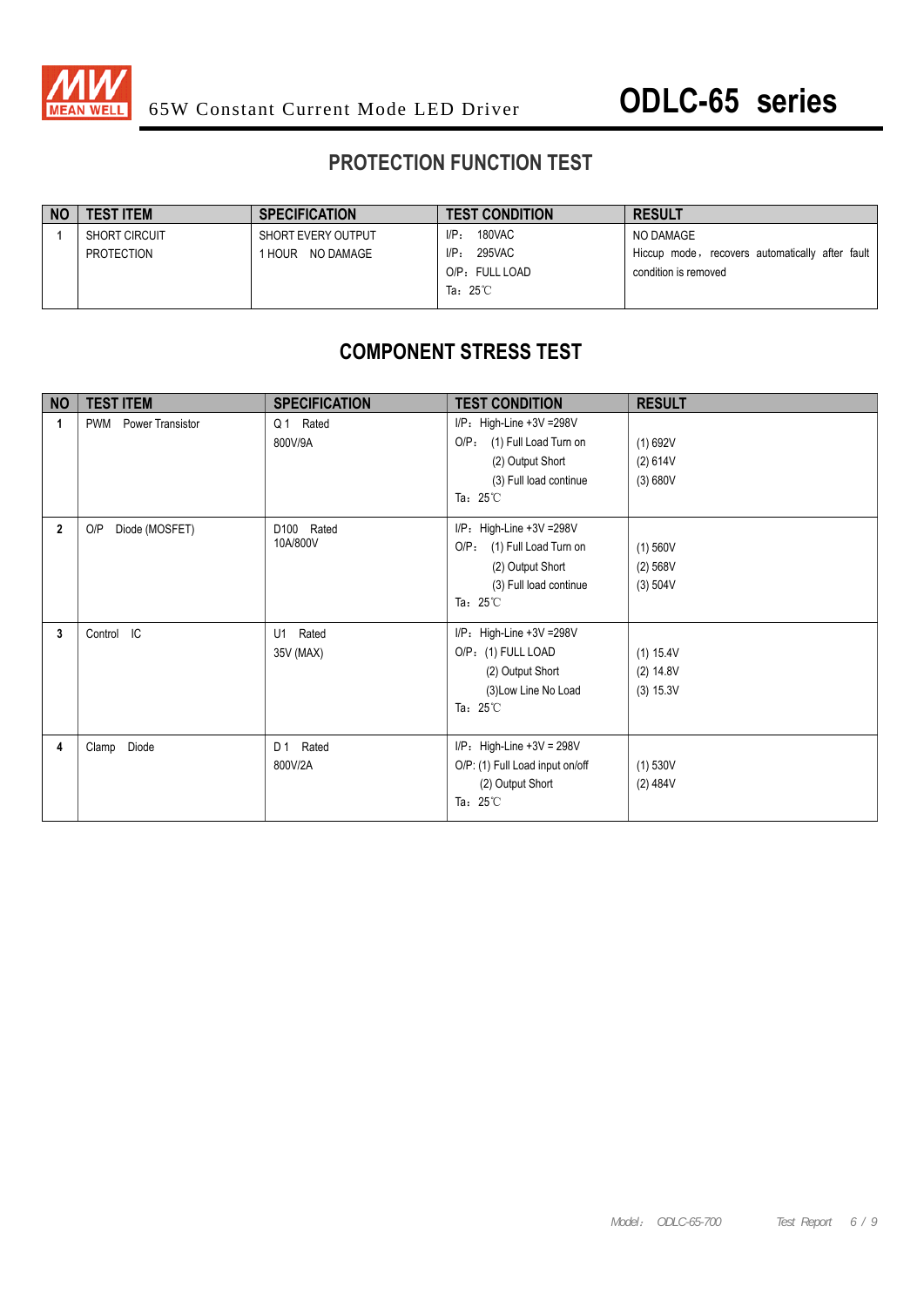# 65W Constant Current Mode LED Driver ODLC-65 series

## PROTECTION FUNCTION TEST

| NO | TEST ITEM | SPECIFICATION | TEST CONDITION | RESULT |
|---|---|---|---|---|
| 1 | SHORT CIRCUIT PROTECTION | SHORT EVERY OUTPUT 1 HOUR NO DAMAGE | I/P: 180VAC<br>I/P: 295VAC<br>O/P: FULL LOAD<br>Ta: 25℃ | NO DAMAGE<br>Hiccup mode, recovers automatically after fault condition is removed |

## COMPONENT STRESS TEST

| NO | TEST ITEM | SPECIFICATION | TEST CONDITION | RESULT |
|---|---|---|---|---|
| 1 | PWM Power Transistor | Q 1 Rated<br>800V/9A | I/P: High-Line +3V =298V<br>O/P: (1) Full Load Turn on<br>(2) Output Short<br>(3) Full load continue<br>Ta: 25℃ | (1) 692V<br>(2) 614V<br>(3) 680V |
| 2 | O/P Diode (MOSFET) | D100 Rated<br>10A/800V | I/P: High-Line +3V =298V<br>O/P: (1) Full Load Turn on<br>(2) Output Short<br>(3) Full load continue<br>Ta: 25℃ | (1) 560V<br>(2) 568V<br>(3) 504V |
| 3 | Control IC | U1 Rated<br>35V (MAX) | I/P: High-Line +3V =298V<br>O/P: (1) FULL LOAD<br>(2) Output Short<br>(3)Low Line No Load<br>Ta: 25℃ | (1) 15.4V<br>(2) 14.8V<br>(3) 15.3V |
| 4 | Clamp Diode | D 1 Rated<br>800V/2A | I/P: High-Line +3V = 298V<br>O/P: (1) Full Load input on/off<br>(2) Output Short<br>Ta: 25℃ | (1) 530V<br>(2) 484V |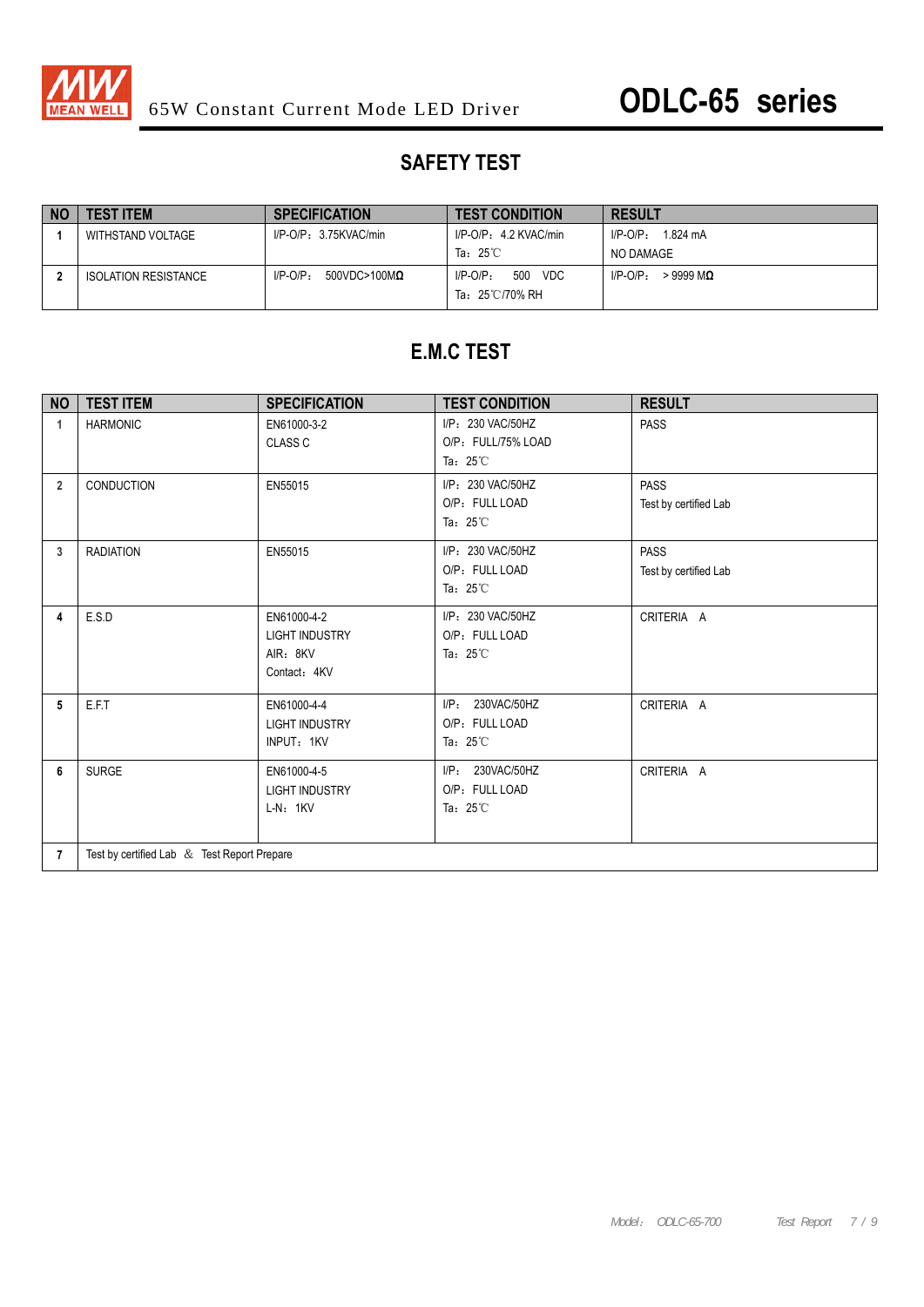# 65W Constant Current Mode LED Driver ODLC-65 series

## SAFETY TEST

| NO | TEST ITEM | SPECIFICATION | TEST CONDITION | RESULT |
|---|---|---|---|---|
| 1 | WITHSTAND VOLTAGE | I/P-O/P：3.75KVAC/min | I/P-O/P：4.2 KVAC/min<br>Ta：25℃ | I/P-O/P： 1.824 mA<br>NO DAMAGE |
| 2 | ISOLATION RESISTANCE | I/P-O/P： 500VDC>100MΩ | I/P-O/P： 500 VDC<br>Ta：25℃/70% RH | I/P-O/P： > 9999 MΩ |

## E.M.C TEST

| NO | TEST ITEM | SPECIFICATION | TEST CONDITION | RESULT |
|---|---|---|---|---|
| 1 | HARMONIC | EN61000-3-2<br>CLASS C | I/P：230 VAC/50HZ<br>O/P：FULL/75% LOAD<br>Ta：25℃ | PASS |
| 2 | CONDUCTION | EN55015 | I/P：230 VAC/50HZ<br>O/P：FULL LOAD<br>Ta：25℃ | PASS<br>Test by certified Lab |
| 3 | RADIATION | EN55015 | I/P：230 VAC/50HZ<br>O/P：FULL LOAD<br>Ta：25℃ | PASS<br>Test by certified Lab |
| 4 | E.S.D | EN61000-4-2<br>LIGHT INDUSTRY<br>AIR：8KV<br>Contact：4KV | I/P：230 VAC/50HZ<br>O/P：FULL LOAD<br>Ta：25℃ | CRITERIA A |
| 5 | E.F.T | EN61000-4-4<br>LIGHT INDUSTRY<br>INPUT：1KV | I/P： 230VAC/50HZ<br>O/P：FULL LOAD<br>Ta：25℃ | CRITERIA A |
| 6 | SURGE | EN61000-4-5<br>LIGHT INDUSTRY<br>L-N：1KV | I/P： 230VAC/50HZ<br>O/P：FULL LOAD<br>Ta：25℃ | CRITERIA A |
| 7 | Test by certified Lab ＆ Test Report Prepare | | | |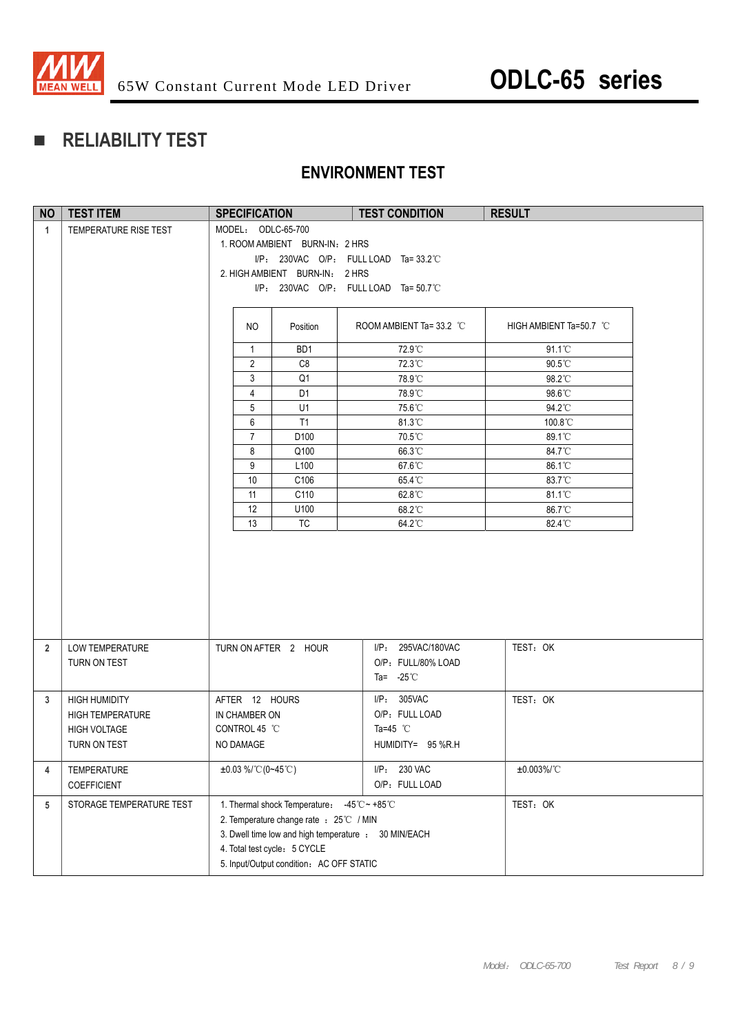## ■ RELIABILITY TEST

### ENVIRONMENT TEST

| NO | TEST ITEM | SPECIFICATION | TEST CONDITION | RESULT |
|---|---|---|---|---|
| 1 | TEMPERATURE RISE TEST | MODEL: ODLC-65-700<br>1. ROOM AMBIENT BURN-IN: 2 HRS<br>I/P: 230VAC O/P: FULL LOAD Ta= 33.2℃<br>2. HIGH AMBIENT BURN-IN: 2 HRS<br>I/P: 230VAC O/P: FULL LOAD Ta= 50.7℃ | | |

| NO | Position | ROOM AMBIENT Ta= 33.2 ℃ | HIGH AMBIENT Ta=50.7 ℃ |
|---|---|---|---|
| 1 | BD1 | 72.9℃ | 91.1℃ |
| 2 | C8 | 72.3℃ | 90.5℃ |
| 3 | Q1 | 78.9℃ | 98.2℃ |
| 4 | D1 | 78.9℃ | 98.6℃ |
| 5 | U1 | 75.6℃ | 94.2℃ |
| 6 | T1 | 81.3℃ | 100.8℃ |
| 7 | D100 | 70.5℃ | 89.1℃ |
| 8 | Q100 | 66.3℃ | 84.7℃ |
| 9 | L100 | 67.6℃ | 86.1℃ |
| 10 | C106 | 65.4℃ | 83.7℃ |
| 11 | C110 | 62.8℃ | 81.1℃ |
| 12 | U100 | 68.2℃ | 86.7℃ |
| 13 | TC | 64.2℃ | 82.4℃ |

| NO | TEST ITEM | SPECIFICATION | TEST CONDITION | RESULT |
|---|---|---|---|---|
| 2 | LOW TEMPERATURE TURN ON TEST | TURN ON AFTER 2 HOUR | I/P: 295VAC/180VAC<br>O/P: FULL/80% LOAD<br>Ta= -25℃ | TEST: OK |
| 3 | HIGH HUMIDITY HIGH TEMPERATURE HIGH VOLTAGE TURN ON TEST | AFTER 12 HOURS<br>IN CHAMBER ON<br>CONTROL 45 ℃<br>NO DAMAGE | I/P: 305VAC<br>O/P: FULL LOAD<br>Ta=45 ℃<br>HUMIDITY= 95 %R.H | TEST: OK |
| 4 | TEMPERATURE COEFFICIENT | ±0.03 %/℃(0~45℃) | I/P: 230 VAC<br>O/P: FULL LOAD | ±0.003%/℃ |
| 5 | STORAGE TEMPERATURE TEST | 1. Thermal shock Temperature: -45℃ ~ +85℃<br>2. Temperature change rate : 25℃ / MIN<br>3. Dwell time low and high temperature : 30 MIN/EACH<br>4. Total test cycle: 5 CYCLE<br>5. Input/Output condition: AC OFF STATIC | | TEST: OK |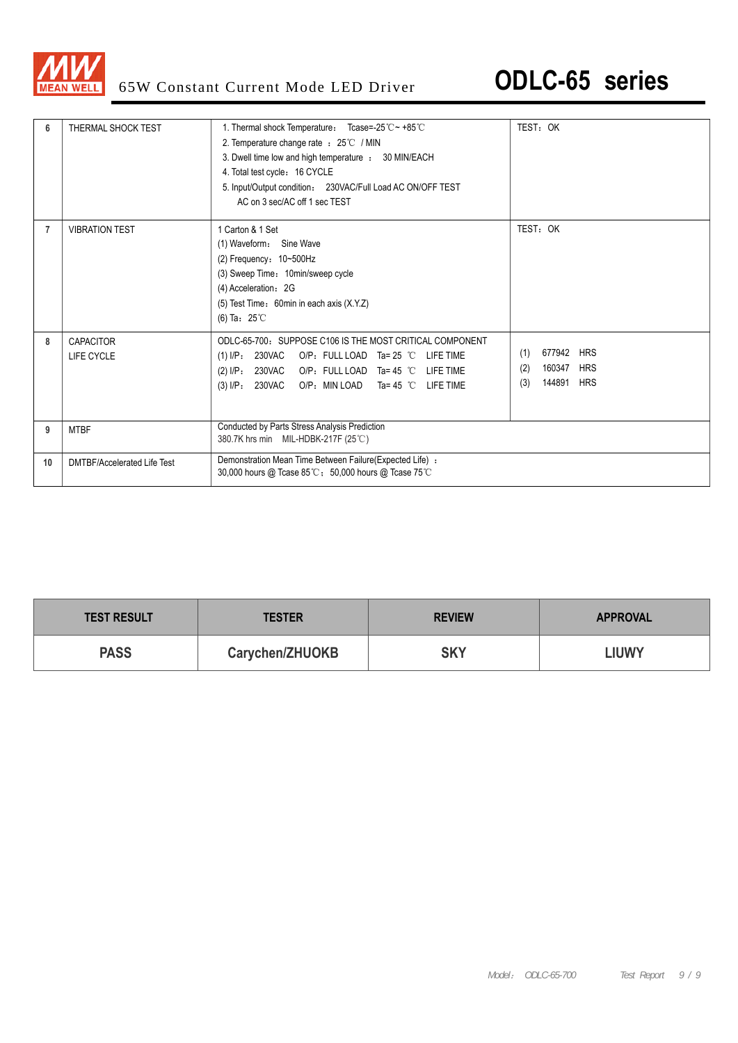| | | | |
|---|---|---|---|
| 6 | THERMAL SHOCK TEST | 1. Thermal shock Temperature:　Tcase=-25℃~ +85℃<br>2. Temperature change rate ：25℃ / MIN<br>3. Dwell time low and high temperature ：　30 MIN/EACH<br>4. Total test cycle：16 CYCLE<br>5. Input/Output condition：　230VAC/Full Load AC ON/OFF TEST<br>　AC on 3 sec/AC off 1 sec TEST | TEST：OK |
| 7 | VIBRATION TEST | 1 Carton & 1 Set<br>(1) Waveform：　Sine Wave<br>(2) Frequency：10~500Hz<br>(3) Sweep Time：10min/sweep cycle<br>(4) Acceleration：2G<br>(5) Test Time：60min in each axis (X.Y.Z)<br>(6) Ta：25℃ | TEST：OK |
| 8 | CAPACITOR LIFE CYCLE | ODLC-65-700：SUPPOSE C106 IS THE MOST CRITICAL COMPONENT<br>(1) I/P：230VAC　O/P：FULL LOAD　Ta= 25 ℃　LIFE TIME<br>(2) I/P：230VAC　O/P：FULL LOAD　Ta= 45 ℃　LIFE TIME<br>(3) I/P：230VAC　O/P：MIN LOAD　Ta= 45 ℃　LIFE TIME | (1)　677942　HRS<br>(2)　160347　HRS<br>(3)　144891　HRS |
| 9 | MTBF | Conducted by Parts Stress Analysis Prediction<br>380.7K hrs min　MIL-HDBK-217F (25℃) | |
| 10 | DMTBF/Accelerated Life Test | Demonstration Mean Time Between Failure(Expected Life) ：<br>30,000 hours @ Tcase 85℃；50,000 hours @ Tcase 75℃ | |

| TEST RESULT | TESTER | REVIEW | APPROVAL |
|---|---|---|---|
| PASS | Carychen/ZHUOKB | SKY | LIUWY |